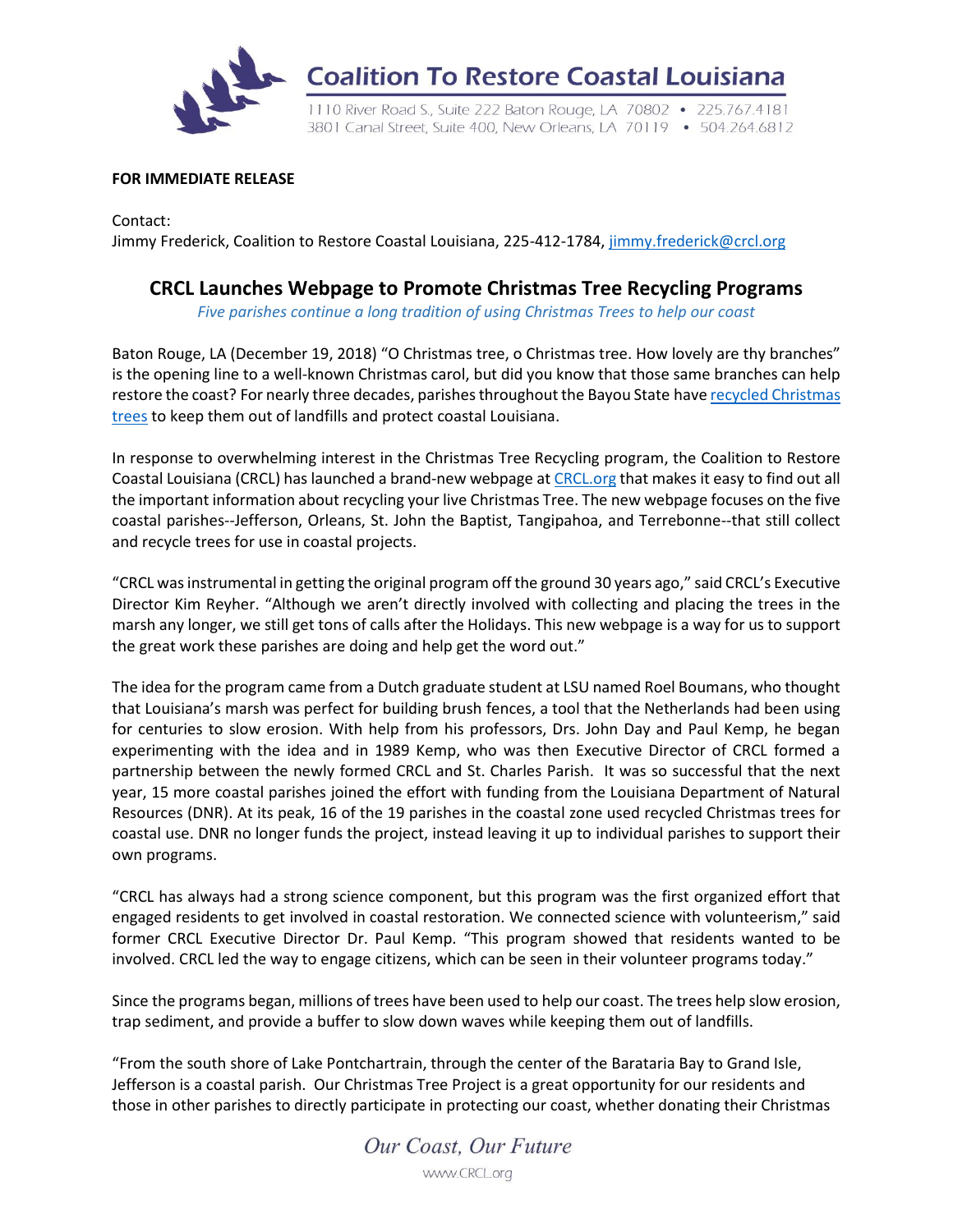**Coalition To Restore Coastal Louisiana**

1110 River Road S., Suite 222 Baton Rouge, LA 70802 • 225.767.4181
3801 Canal Street, Suite 400, New Orleans, LA 70119 • 504.264.6812

**FOR IMMEDIATE RELEASE**

Contact:
Jimmy Frederick, Coalition to Restore Coastal Louisiana, 225-412-1784, jimmy.frederick@crcl.org

## CRCL Launches Webpage to Promote Christmas Tree Recycling Programs

*Five parishes continue a long tradition of using Christmas Trees to help our coast*

Baton Rouge, LA (December 19, 2018) "O Christmas tree, o Christmas tree. How lovely are thy branches" is the opening line to a well-known Christmas carol, but did you know that those same branches can help restore the coast? For nearly three decades, parishes throughout the Bayou State have recycled Christmas trees to keep them out of landfills and protect coastal Louisiana.

In response to overwhelming interest in the Christmas Tree Recycling program, the Coalition to Restore Coastal Louisiana (CRCL) has launched a brand-new webpage at CRCL.org that makes it easy to find out all the important information about recycling your live Christmas Tree. The new webpage focuses on the five coastal parishes--Jefferson, Orleans, St. John the Baptist, Tangipahoa, and Terrebonne--that still collect and recycle trees for use in coastal projects.

"CRCL was instrumental in getting the original program off the ground 30 years ago," said CRCL's Executive Director Kim Reyher. "Although we aren't directly involved with collecting and placing the trees in the marsh any longer, we still get tons of calls after the Holidays. This new webpage is a way for us to support the great work these parishes are doing and help get the word out."

The idea for the program came from a Dutch graduate student at LSU named Roel Boumans, who thought that Louisiana's marsh was perfect for building brush fences, a tool that the Netherlands had been using for centuries to slow erosion. With help from his professors, Drs. John Day and Paul Kemp, he began experimenting with the idea and in 1989 Kemp, who was then Executive Director of CRCL formed a partnership between the newly formed CRCL and St. Charles Parish. It was so successful that the next year, 15 more coastal parishes joined the effort with funding from the Louisiana Department of Natural Resources (DNR). At its peak, 16 of the 19 parishes in the coastal zone used recycled Christmas trees for coastal use. DNR no longer funds the project, instead leaving it up to individual parishes to support their own programs.

"CRCL has always had a strong science component, but this program was the first organized effort that engaged residents to get involved in coastal restoration. We connected science with volunteerism," said former CRCL Executive Director Dr. Paul Kemp. "This program showed that residents wanted to be involved. CRCL led the way to engage citizens, which can be seen in their volunteer programs today."

Since the programs began, millions of trees have been used to help our coast. The trees help slow erosion, trap sediment, and provide a buffer to slow down waves while keeping them out of landfills.

"From the south shore of Lake Pontchartrain, through the center of the Barataria Bay to Grand Isle, Jefferson is a coastal parish. Our Christmas Tree Project is a great opportunity for our residents and those in other parishes to directly participate in protecting our coast, whether donating their Christmas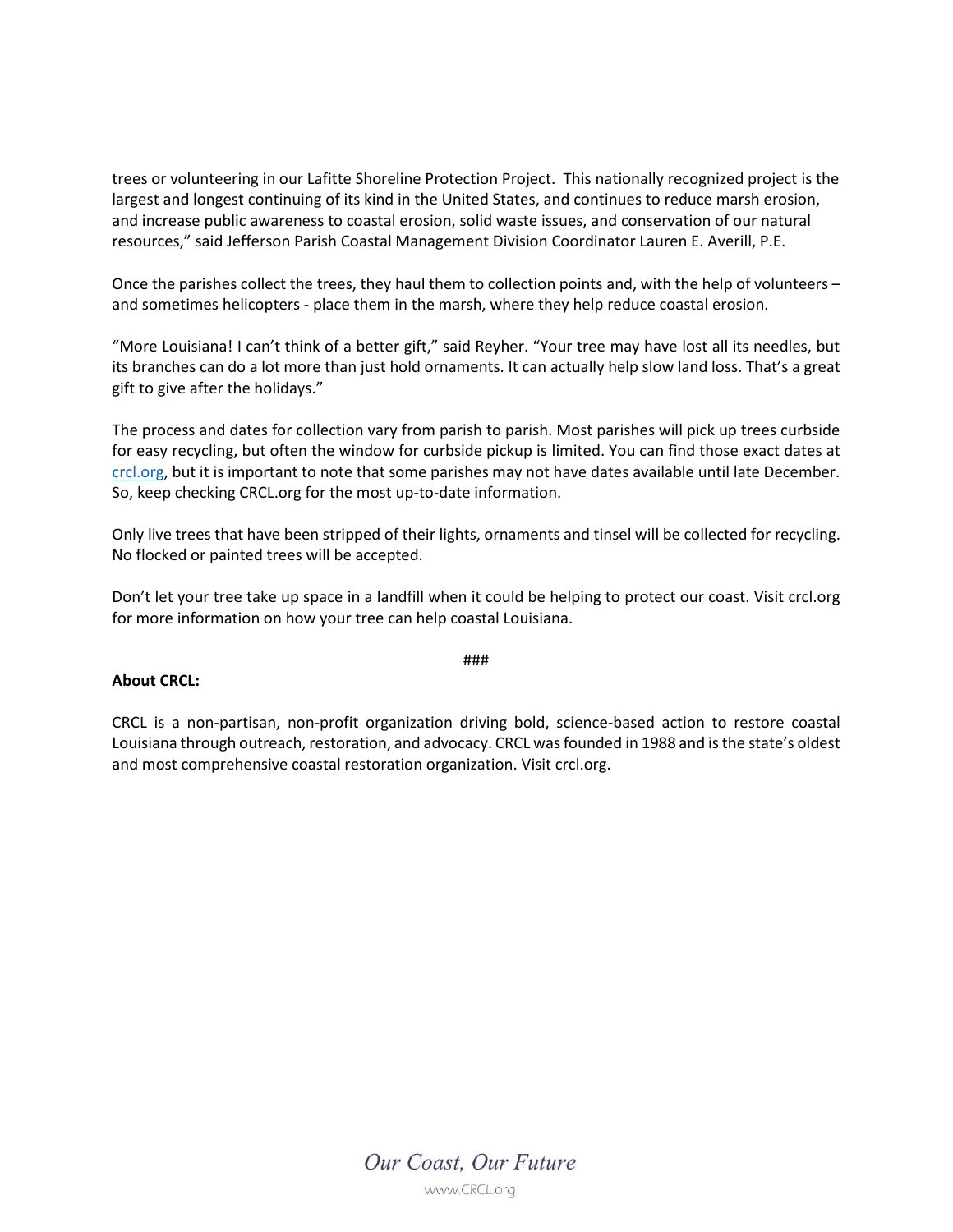trees or volunteering in our Lafitte Shoreline Protection Project. This nationally recognized project is the largest and longest continuing of its kind in the United States, and continues to reduce marsh erosion, and increase public awareness to coastal erosion, solid waste issues, and conservation of our natural resources," said Jefferson Parish Coastal Management Division Coordinator Lauren E. Averill, P.E.

Once the parishes collect the trees, they haul them to collection points and, with the help of volunteers – and sometimes helicopters - place them in the marsh, where they help reduce coastal erosion.

"More Louisiana! I can't think of a better gift," said Reyher. "Your tree may have lost all its needles, but its branches can do a lot more than just hold ornaments. It can actually help slow land loss. That's a great gift to give after the holidays."

The process and dates for collection vary from parish to parish. Most parishes will pick up trees curbside for easy recycling, but often the window for curbside pickup is limited. You can find those exact dates at crcl.org, but it is important to note that some parishes may not have dates available until late December. So, keep checking CRCL.org for the most up-to-date information.

Only live trees that have been stripped of their lights, ornaments and tinsel will be collected for recycling. No flocked or painted trees will be accepted.

Don't let your tree take up space in a landfill when it could be helping to protect our coast. Visit crcl.org for more information on how your tree can help coastal Louisiana.

###

**About CRCL:**

CRCL is a non-partisan, non-profit organization driving bold, science-based action to restore coastal Louisiana through outreach, restoration, and advocacy. CRCL was founded in 1988 and is the state's oldest and most comprehensive coastal restoration organization. Visit crcl.org.